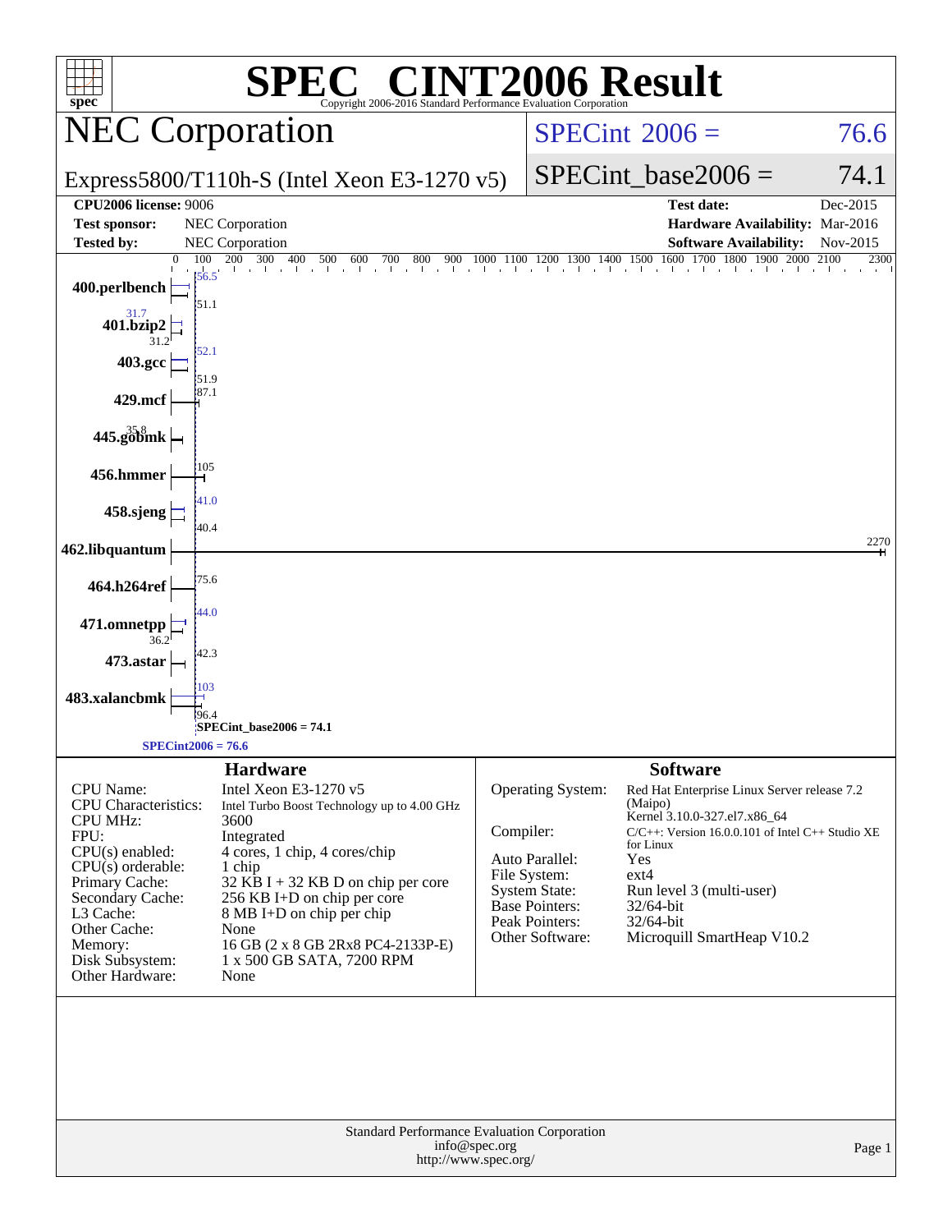# SPEC® CINT2006 Result

Copyright 2006-2016 Standard Performance Evaluation Corporation

## NEC Corporation

Express5800/T110h-S (Intel Xeon E3-1270 v5)

SPECint 2006 = 76.6

SPECint_base2006 = 74.1

| | | | |
|---|---|---|---|
| **CPU2006 license:** 9006 | | **Test date:** | Dec-2015 |
| **Test sponsor:** | NEC Corporation | **Hardware Availability:** | Mar-2016 |
| **Tested by:** | NEC Corporation | **Software Availability:** | Nov-2015 |

| Benchmark | Peak | Base |
|---|---|---|
| 400.perlbench | 56.5 | 51.1 |
| 401.bzip2 | 31.7 | 31.2 |
| 403.gcc | 52.1 | 51.9 |
| 429.mcf | 87.1 | |
| 445.gobmk | 35.8 | |
| 456.hmmer | 105 | |
| 458.sjeng | 41.0 | 40.4 |
| 462.libquantum | 2270 | |
| 464.h264ref | 75.6 | |
| 471.omnetpp | 44.0 | 36.2 |
| 473.astar | 42.3 | |
| 483.xalancbmk | 103 | 96.4 |

SPECint_base2006 = 74.1

SPECint2006 = 76.6

### Hardware

| | |
|---|---|
| CPU Name: | Intel Xeon E3-1270 v5 |
| CPU Characteristics: | Intel Turbo Boost Technology up to 4.00 GHz |
| CPU MHz: | 3600 |
| FPU: | Integrated |
| CPU(s) enabled: | 4 cores, 1 chip, 4 cores/chip |
| CPU(s) orderable: | 1 chip |
| Primary Cache: | 32 KB I + 32 KB D on chip per core |
| Secondary Cache: | 256 KB I+D on chip per core |
| L3 Cache: | 8 MB I+D on chip per chip |
| Other Cache: | None |
| Memory: | 16 GB (2 x 8 GB 2Rx8 PC4-2133P-E) |
| Disk Subsystem: | 1 x 500 GB SATA, 7200 RPM |
| Other Hardware: | None |

### Software

| | |
|---|---|
| Operating System: | Red Hat Enterprise Linux Server release 7.2 (Maipo) Kernel 3.10.0-327.el7.x86_64 |
| Compiler: | C/C++: Version 16.0.0.101 of Intel C++ Studio XE for Linux |
| Auto Parallel: | Yes |
| File System: | ext4 |
| System State: | Run level 3 (multi-user) |
| Base Pointers: | 32/64-bit |
| Peak Pointers: | 32/64-bit |
| Other Software: | Microquill SmartHeap V10.2 |

Standard Performance Evaluation Corporation
info@spec.org
http://www.spec.org/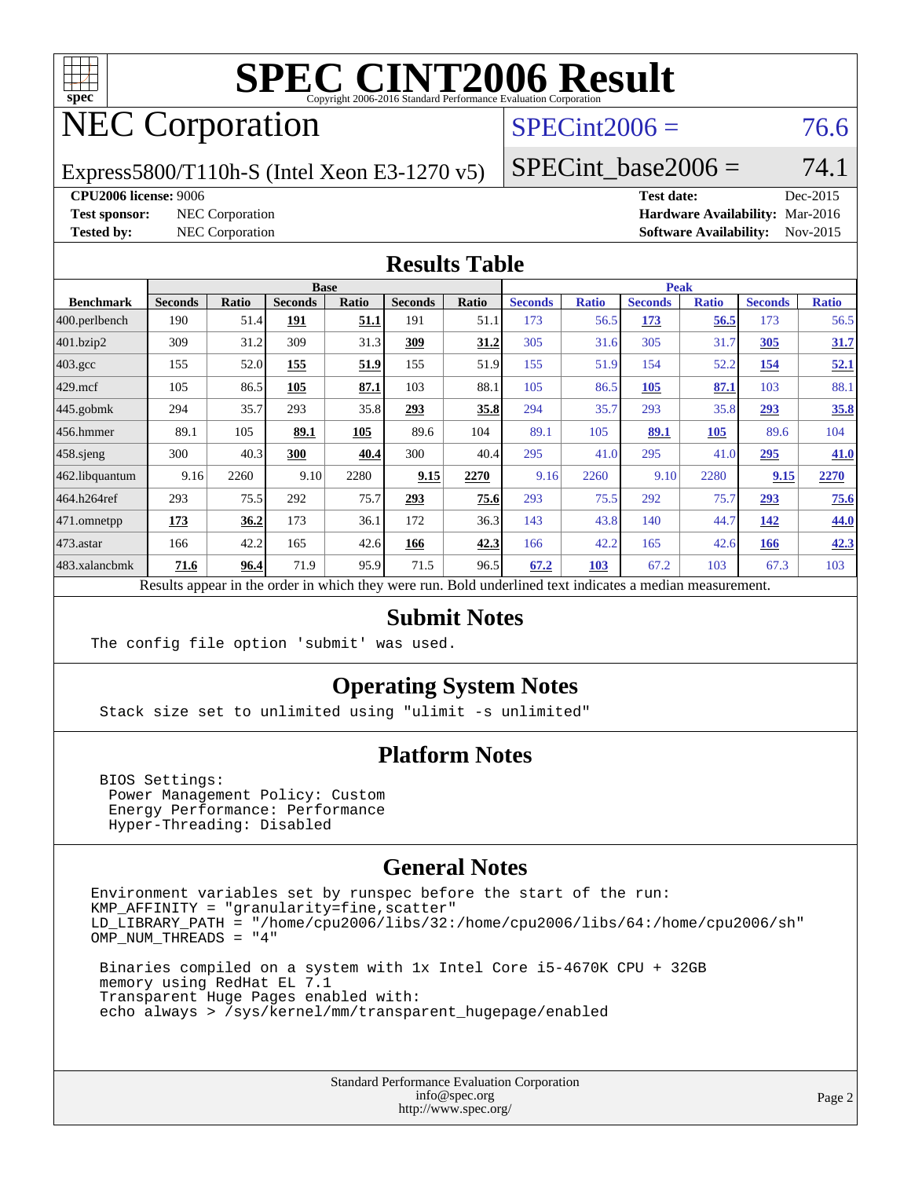# SPEC CINT2006 Result

Copyright 2006-2016 Standard Performance Evaluation Corporation

## NEC Corporation

Express5800/T110h-S (Intel Xeon E3-1270 v5)

SPECint2006 = 76.6

SPECint_base2006 = 74.1

**CPU2006 license:** 9006
**Test sponsor:** NEC Corporation
**Tested by:** NEC Corporation

**Test date:** Dec-2015
**Hardware Availability:** Mar-2016
**Software Availability:** Nov-2015

## Results Table

| Benchmark | Base | | | | | | Peak | | | | | |
|---|---|---|---|---|---|---|---|---|---|---|---|---|
| | Seconds | Ratio | Seconds | Ratio | Seconds | Ratio | Seconds | Ratio | Seconds | Ratio | Seconds | Ratio |
| 400.perlbench | 190 | 51.4 | **191** | **51.1** | 191 | 51.1 | 173 | 56.5 | **173** | **56.5** | 173 | 56.5 |
| 401.bzip2 | 309 | 31.2 | 309 | 31.3 | **309** | **31.2** | 305 | 31.6 | 305 | 31.7 | **305** | **31.7** |
| 403.gcc | 155 | 52.0 | **155** | **51.9** | 155 | 51.9 | 155 | 51.9 | 154 | 52.2 | **154** | **52.1** |
| 429.mcf | 105 | 86.5 | **105** | **87.1** | 103 | 88.1 | 105 | 86.5 | **105** | **87.1** | 103 | 88.1 |
| 445.gobmk | 294 | 35.7 | 293 | 35.8 | **293** | **35.8** | 294 | 35.7 | 293 | 35.8 | **293** | **35.8** |
| 456.hmmer | 89.1 | 105 | **89.1** | **105** | 89.6 | 104 | 89.1 | 105 | **89.1** | **105** | 89.6 | 104 |
| 458.sjeng | 300 | 40.3 | **300** | **40.4** | 300 | 40.4 | 295 | 41.0 | 295 | 41.0 | **295** | **41.0** |
| 462.libquantum | 9.16 | 2260 | 9.10 | 2280 | **9.15** | **2270** | 9.16 | 2260 | 9.10 | 2280 | **9.15** | **2270** |
| 464.h264ref | 293 | 75.5 | 292 | 75.7 | **293** | **75.6** | 293 | 75.5 | 292 | 75.7 | **293** | **75.6** |
| 471.omnetpp | **173** | **36.2** | 173 | 36.1 | 172 | 36.3 | 143 | 43.8 | 140 | 44.7 | **142** | **44.0** |
| 473.astar | 166 | 42.2 | 165 | 42.6 | **166** | **42.3** | 166 | 42.2 | 165 | 42.6 | **166** | **42.3** |
| 483.xalancbmk | **71.6** | **96.4** | 71.9 | 95.9 | 71.5 | 96.5 | **67.2** | **103** | 67.2 | 103 | 67.3 | 103 |

Results appear in the order in which they were run. Bold underlined text indicates a median measurement.

## Submit Notes

The config file option 'submit' was used.

## Operating System Notes

Stack size set to unlimited using "ulimit -s unlimited"

## Platform Notes

```
BIOS Settings:
 Power Management Policy: Custom
 Energy Performance: Performance
 Hyper-Threading: Disabled
```

## General Notes

```
Environment variables set by runspec before the start of the run:
KMP_AFFINITY = "granularity=fine,scatter"
LD_LIBRARY_PATH = "/home/cpu2006/libs/32:/home/cpu2006/libs/64:/home/cpu2006/sh"
OMP_NUM_THREADS = "4"

 Binaries compiled on a system with 1x Intel Core i5-4670K CPU + 32GB
 memory using RedHat EL 7.1
 Transparent Huge Pages enabled with:
 echo always > /sys/kernel/mm/transparent_hugepage/enabled
```

Standard Performance Evaluation Corporation
info@spec.org
http://www.spec.org/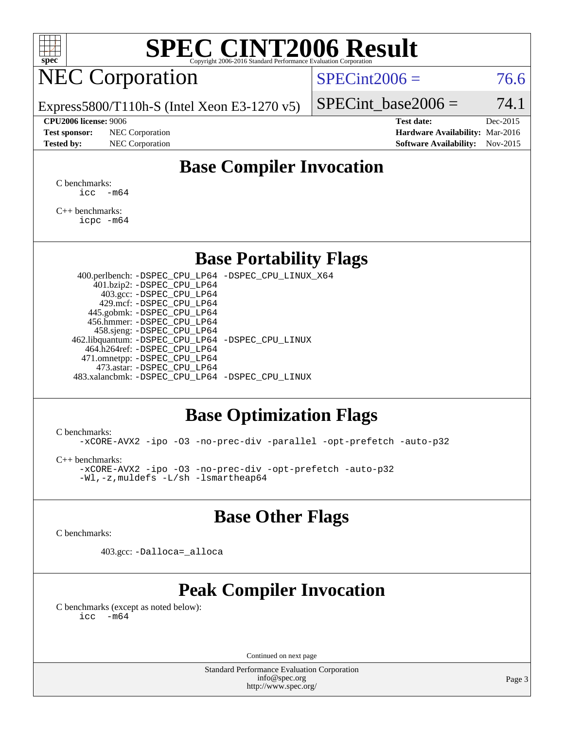# SPEC CINT2006 Result

Copyright 2006-2016 Standard Performance Evaluation Corporation

## NEC Corporation

Express5800/T110h-S (Intel Xeon E3-1270 v5)

SPECint2006 = 76.6

SPECint_base2006 = 74.1

**CPU2006 license:** 9006
**Test sponsor:** NEC Corporation
**Tested by:** NEC Corporation

**Test date:** Dec-2015
**Hardware Availability:** Mar-2016
**Software Availability:** Nov-2015

## Base Compiler Invocation

C benchmarks:
```
icc  -m64
```

C++ benchmarks:
```
icpc -m64
```

## Base Portability Flags

400.perlbench: -DSPEC_CPU_LP64 -DSPEC_CPU_LINUX_X64
401.bzip2: -DSPEC_CPU_LP64
403.gcc: -DSPEC_CPU_LP64
429.mcf: -DSPEC_CPU_LP64
445.gobmk: -DSPEC_CPU_LP64
456.hmmer: -DSPEC_CPU_LP64
458.sjeng: -DSPEC_CPU_LP64
462.libquantum: -DSPEC_CPU_LP64 -DSPEC_CPU_LINUX
464.h264ref: -DSPEC_CPU_LP64
471.omnetpp: -DSPEC_CPU_LP64
473.astar: -DSPEC_CPU_LP64
483.xalancbmk: -DSPEC_CPU_LP64 -DSPEC_CPU_LINUX

## Base Optimization Flags

C benchmarks:
```
-xCORE-AVX2 -ipo -O3 -no-prec-div -parallel -opt-prefetch -auto-p32
```

C++ benchmarks:
```
-xCORE-AVX2 -ipo -O3 -no-prec-div -opt-prefetch -auto-p32
-Wl,-z,muldefs -L/sh -lsmartheap64
```

## Base Other Flags

C benchmarks:

403.gcc: -Dalloca=_alloca

## Peak Compiler Invocation

C benchmarks (except as noted below):
```
icc  -m64
```

Continued on next page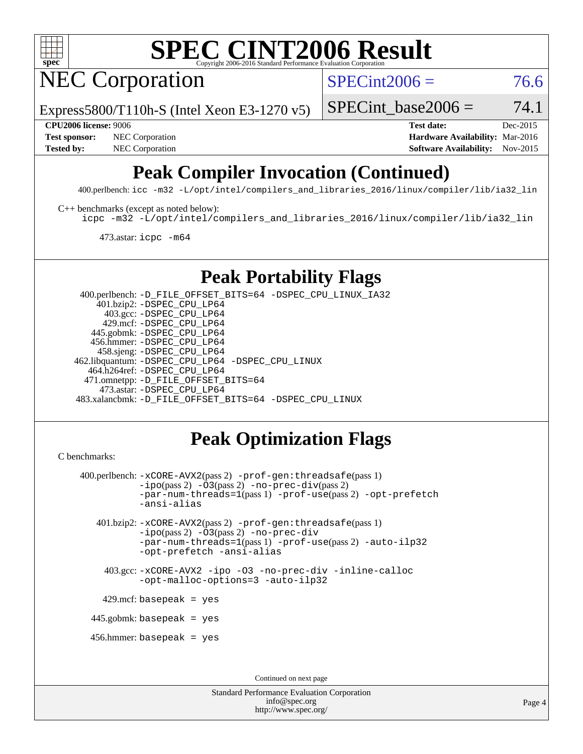# SPEC CINT2006 Result

Copyright 2006-2016 Standard Performance Evaluation Corporation

## NEC Corporation

Express5800/T110h-S (Intel Xeon E3-1270 v5)

SPECint2006 = 76.6

SPECint_base2006 = 74.1

**CPU2006 license:** 9006
**Test sponsor:** NEC Corporation
**Tested by:** NEC Corporation

**Test date:** Dec-2015
**Hardware Availability:** Mar-2016
**Software Availability:** Nov-2015

## Peak Compiler Invocation (Continued)

400.perlbench: `icc -m32 -L/opt/intel/compilers_and_libraries_2016/linux/compiler/lib/ia32_lin`

C++ benchmarks (except as noted below):
`icpc -m32 -L/opt/intel/compilers_and_libraries_2016/linux/compiler/lib/ia32_lin`

473.astar: `icpc -m64`

## Peak Portability Flags

400.perlbench: `-D_FILE_OFFSET_BITS=64 -DSPEC_CPU_LINUX_IA32`
401.bzip2: `-DSPEC_CPU_LP64`
403.gcc: `-DSPEC_CPU_LP64`
429.mcf: `-DSPEC_CPU_LP64`
445.gobmk: `-DSPEC_CPU_LP64`
456.hmmer: `-DSPEC_CPU_LP64`
458.sjeng: `-DSPEC_CPU_LP64`
462.libquantum: `-DSPEC_CPU_LP64 -DSPEC_CPU_LINUX`
464.h264ref: `-DSPEC_CPU_LP64`
471.omnetpp: `-D_FILE_OFFSET_BITS=64`
473.astar: `-DSPEC_CPU_LP64`
483.xalancbmk: `-D_FILE_OFFSET_BITS=64 -DSPEC_CPU_LINUX`

## Peak Optimization Flags

C benchmarks:

400.perlbench: `-xCORE-AVX2`(pass 2) `-prof-gen:threadsafe`(pass 1) `-ipo`(pass 2) `-O3`(pass 2) `-no-prec-div`(pass 2) `-par-num-threads=1`(pass 1) `-prof-use`(pass 2) `-opt-prefetch` `-ansi-alias`

401.bzip2: `-xCORE-AVX2`(pass 2) `-prof-gen:threadsafe`(pass 1) `-ipo`(pass 2) `-O3`(pass 2) `-no-prec-div` `-par-num-threads=1`(pass 1) `-prof-use`(pass 2) `-auto-ilp32` `-opt-prefetch` `-ansi-alias`

403.gcc: `-xCORE-AVX2 -ipo -O3 -no-prec-div -inline-calloc -opt-malloc-options=3 -auto-ilp32`

429.mcf: `basepeak = yes`

445.gobmk: `basepeak = yes`

456.hmmer: `basepeak = yes`

Continued on next page

Standard Performance Evaluation Corporation
info@spec.org
http://www.spec.org/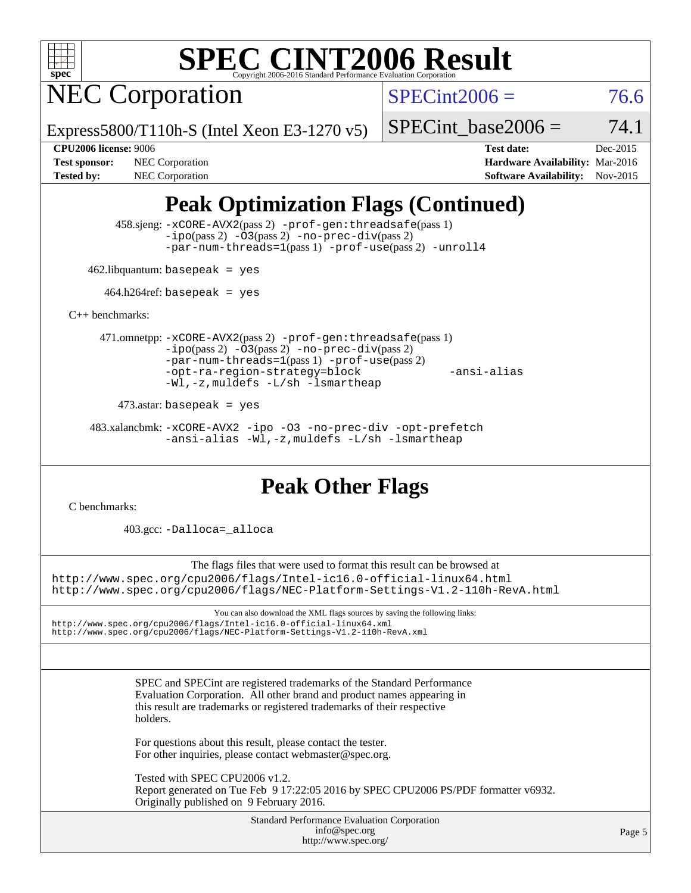# SPEC CINT2006 Result

Copyright 2006-2016 Standard Performance Evaluation Corporation

## NEC Corporation

Express5800/T110h-S (Intel Xeon E3-1270 v5)

SPECint2006 = 76.6

SPECint_base2006 = 74.1

**CPU2006 license:** 9006
**Test sponsor:** NEC Corporation
**Tested by:** NEC Corporation

**Test date:** Dec-2015
**Hardware Availability:** Mar-2016
**Software Availability:** Nov-2015

## Peak Optimization Flags (Continued)

458.sjeng: -xCORE-AVX2(pass 2) -prof-gen:threadsafe(pass 1) -ipo(pass 2) -O3(pass 2) -no-prec-div(pass 2) -par-num-threads=1(pass 1) -prof-use(pass 2) -unroll4

462.libquantum: basepeak = yes

464.h264ref: basepeak = yes

C++ benchmarks:

471.omnetpp: -xCORE-AVX2(pass 2) -prof-gen:threadsafe(pass 1) -ipo(pass 2) -O3(pass 2) -no-prec-div(pass 2) -par-num-threads=1(pass 1) -prof-use(pass 2) -opt-ra-region-strategy=block -ansi-alias -Wl,-z,muldefs -L/sh -lsmartheap

473.astar: basepeak = yes

483.xalancbmk: -xCORE-AVX2 -ipo -O3 -no-prec-div -opt-prefetch -ansi-alias -Wl,-z,muldefs -L/sh -lsmartheap

## Peak Other Flags

C benchmarks:

403.gcc: -Dalloca=_alloca

The flags files that were used to format this result can be browsed at
http://www.spec.org/cpu2006/flags/Intel-ic16.0-official-linux64.html
http://www.spec.org/cpu2006/flags/NEC-Platform-Settings-V1.2-110h-RevA.html

You can also download the XML flags sources by saving the following links:
http://www.spec.org/cpu2006/flags/Intel-ic16.0-official-linux64.xml
http://www.spec.org/cpu2006/flags/NEC-Platform-Settings-V1.2-110h-RevA.xml

SPEC and SPECint are registered trademarks of the Standard Performance Evaluation Corporation. All other brand and product names appearing in this result are trademarks or registered trademarks of their respective holders.

For questions about this result, please contact the tester.
For other inquiries, please contact webmaster@spec.org.

Tested with SPEC CPU2006 v1.2.
Report generated on Tue Feb 9 17:22:05 2016 by SPEC CPU2006 PS/PDF formatter v6932.
Originally published on 9 February 2016.

Standard Performance Evaluation Corporation
info@spec.org
http://www.spec.org/